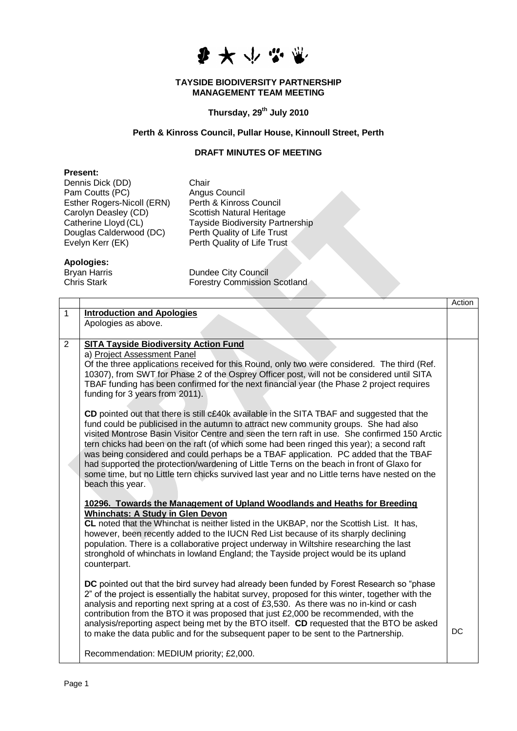**TAYSIDE BIODIVERSITY PARTNERSHIP**
**MANAGEMENT TEAM MEETING**

**Thursday, 29th July 2010**

**Perth & Kinross Council, Pullar House, Kinnoull Street, Perth**

**DRAFT MINUTES OF MEETING**

**Present:**

| | |
|---|---|
| Dennis Dick (DD) | Chair |
| Pam Coutts (PC) | Angus Council |
| Esther Rogers-Nicoll (ERN) | Perth & Kinross Council |
| Carolyn Deasley (CD) | Scottish Natural Heritage |
| Catherine Lloyd (CL) | Tayside Biodiversity Partnership |
| Douglas Calderwood (DC) | Perth Quality of Life Trust |
| Evelyn Kerr (EK) | Perth Quality of Life Trust |

**Apologies:**

| | |
|---|---|
| Bryan Harris | Dundee City Council |
| Chris Stark | Forestry Commission Scotland |

| | | Action |
|---|---|---|
| 1 | **Introduction and Apologies**<br>Apologies as above. | |
| 2 | **SITA Tayside Biodiversity Action Fund**<br>a) Project Assessment Panel<br>Of the three applications received for this Round, only two were considered. The third (Ref. 10307), from SWT for Phase 2 of the Osprey Officer post, will not be considered until SITA TBAF funding has been confirmed for the next financial year (the Phase 2 project requires funding for 3 years from 2011).<br><br>**CD** pointed out that there is still c£40k available in the SITA TBAF and suggested that the fund could be publicised in the autumn to attract new community groups. She had also visited Montrose Basin Visitor Centre and seen the tern raft in use. She confirmed 150 Arctic tern chicks had been on the raft (of which some had been ringed this year); a second raft was being considered and could perhaps be a TBAF application. PC added that the TBAF had supported the protection/wardening of Little Terns on the beach in front of Glaxo for some time, but no Little tern chicks survived last year and no Little terns have nested on the beach this year.<br><br>**10296. Towards the Management of Upland Woodlands and Heaths for Breeding Whinchats: A Study in Glen Devon**<br>**CL** noted that the Whinchat is neither listed in the UKBAP, nor the Scottish List. It has, however, been recently added to the IUCN Red List because of its sharply declining population. There is a collaborative project underway in Wiltshire researching the last stronghold of whinchats in lowland England; the Tayside project would be its upland counterpart.<br><br>**DC** pointed out that the bird survey had already been funded by Forest Research so "phase 2" of the project is essentially the habitat survey, proposed for this winter, together with the analysis and reporting next spring at a cost of £3,530. As there was no in-kind or cash contribution from the BTO it was proposed that just £2,000 be recommended, with the analysis/reporting aspect being met by the BTO itself. **CD** requested that the BTO be asked to make the data public and for the subsequent paper to be sent to the Partnership.<br><br>Recommendation: MEDIUM priority; £2,000. | DC |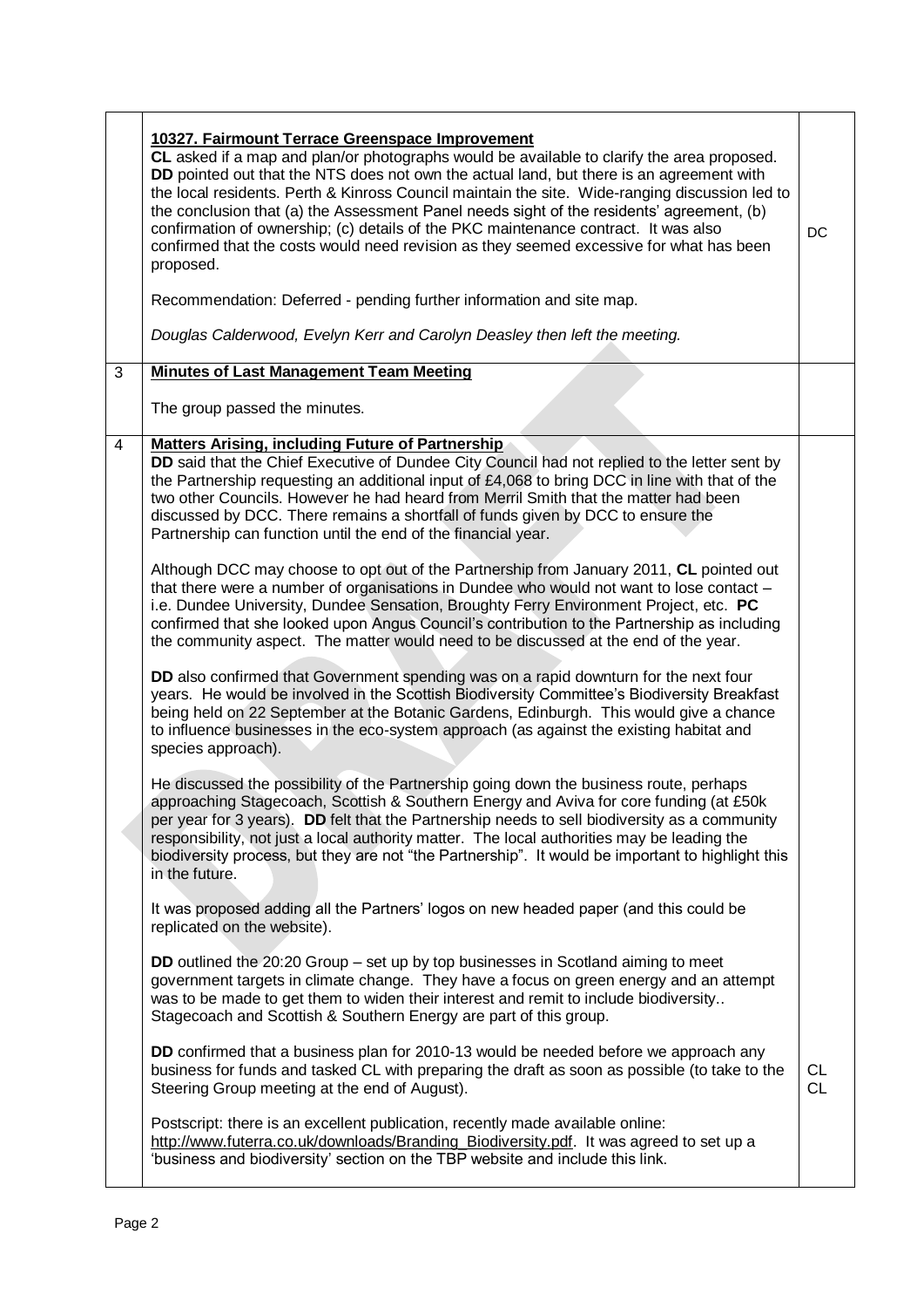| | | |
|---|---|---|
| | **10327. Fairmount Terrace Greenspace Improvement**<br>**CL** asked if a map and plan/or photographs would be available to clarify the area proposed. **DD** pointed out that the NTS does not own the actual land, but there is an agreement with the local residents. Perth & Kinross Council maintain the site. Wide-ranging discussion led to the conclusion that (a) the Assessment Panel needs sight of the residents' agreement, (b) confirmation of ownership; (c) details of the PKC maintenance contract. It was also confirmed that the costs would need revision as they seemed excessive for what has been proposed.<br><br>Recommendation: Deferred - pending further information and site map.<br><br>*Douglas Calderwood, Evelyn Kerr and Carolyn Deasley then left the meeting.* | DC |
| 3 | **Minutes of Last Management Team Meeting**<br><br>The group passed the minutes. | |
| 4 | **Matters Arising, including Future of Partnership**<br>**DD** said that the Chief Executive of Dundee City Council had not replied to the letter sent by the Partnership requesting an additional input of £4,068 to bring DCC in line with that of the two other Councils. However he had heard from Merril Smith that the matter had been discussed by DCC. There remains a shortfall of funds given by DCC to ensure the Partnership can function until the end of the financial year.<br><br>Although DCC may choose to opt out of the Partnership from January 2011, **CL** pointed out that there were a number of organisations in Dundee who would not want to lose contact – i.e. Dundee University, Dundee Sensation, Broughty Ferry Environment Project, etc. **PC** confirmed that she looked upon Angus Council's contribution to the Partnership as including the community aspect. The matter would need to be discussed at the end of the year.<br><br>**DD** also confirmed that Government spending was on a rapid downturn for the next four years. He would be involved in the Scottish Biodiversity Committee's Biodiversity Breakfast being held on 22 September at the Botanic Gardens, Edinburgh. This would give a chance to influence businesses in the eco-system approach (as against the existing habitat and species approach).<br><br>He discussed the possibility of the Partnership going down the business route, perhaps approaching Stagecoach, Scottish & Southern Energy and Aviva for core funding (at £50k per year for 3 years). **DD** felt that the Partnership needs to sell biodiversity as a community responsibility, not just a local authority matter. The local authorities may be leading the biodiversity process, but they are not "the Partnership". It would be important to highlight this in the future.<br><br>It was proposed adding all the Partners' logos on new headed paper (and this could be replicated on the website).<br><br>**DD** outlined the 20:20 Group – set up by top businesses in Scotland aiming to meet government targets in climate change. They have a focus on green energy and an attempt was to be made to get them to widen their interest and remit to include biodiversity.. Stagecoach and Scottish & Southern Energy are part of this group.<br><br>**DD** confirmed that a business plan for 2010-13 would be needed before we approach any business for funds and tasked CL with preparing the draft as soon as possible (to take to the Steering Group meeting at the end of August).<br><br>Postscript: there is an excellent publication, recently made available online: http://www.futerra.co.uk/downloads/Branding_Biodiversity.pdf. It was agreed to set up a 'business and biodiversity' section on the TBP website and include this link. | CL<br>CL |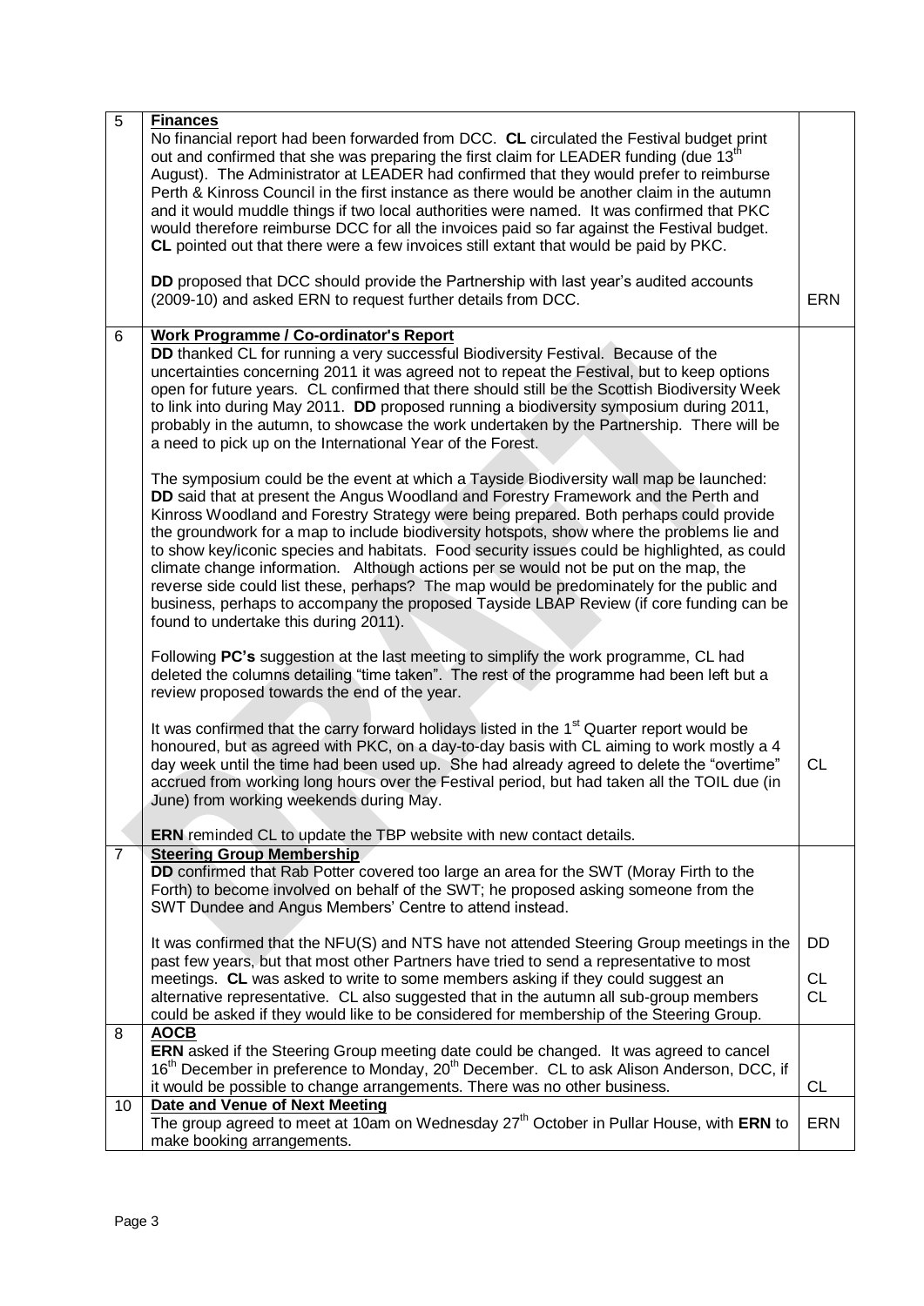| | | |
|---|---|---|
| 5 | **Finances**<br>No financial report had been forwarded from DCC. **CL** circulated the Festival budget print out and confirmed that she was preparing the first claim for LEADER funding (due 13th August). The Administrator at LEADER had confirmed that they would prefer to reimburse Perth & Kinross Council in the first instance as there would be another claim in the autumn and it would muddle things if two local authorities were named. It was confirmed that PKC would therefore reimburse DCC for all the invoices paid so far against the Festival budget. **CL** pointed out that there were a few invoices still extant that would be paid by PKC.<br><br>**DD** proposed that DCC should provide the Partnership with last year's audited accounts (2009-10) and asked ERN to request further details from DCC. | ERN |
| 6 | **Work Programme / Co-ordinator's Report**<br>**DD** thanked CL for running a very successful Biodiversity Festival. Because of the uncertainties concerning 2011 it was agreed not to repeat the Festival, but to keep options open for future years. CL confirmed that there should still be the Scottish Biodiversity Week to link into during May 2011. **DD** proposed running a biodiversity symposium during 2011, probably in the autumn, to showcase the work undertaken by the Partnership. There will be a need to pick up on the International Year of the Forest.<br><br>The symposium could be the event at which a Tayside Biodiversity wall map be launched: **DD** said that at present the Angus Woodland and Forestry Framework and the Perth and Kinross Woodland and Forestry Strategy were being prepared. Both perhaps could provide the groundwork for a map to include biodiversity hotspots, show where the problems lie and to show key/iconic species and habitats. Food security issues could be highlighted, as could climate change information. Although actions per se would not be put on the map, the reverse side could list these, perhaps? The map would be predominately for the public and business, perhaps to accompany the proposed Tayside LBAP Review (if core funding can be found to undertake this during 2011).<br><br>Following **PC's** suggestion at the last meeting to simplify the work programme, CL had deleted the columns detailing "time taken". The rest of the programme had been left but a review proposed towards the end of the year.<br><br>It was confirmed that the carry forward holidays listed in the 1st Quarter report would be honoured, but as agreed with PKC, on a day-to-day basis with CL aiming to work mostly a 4 day week until the time had been used up. She had already agreed to delete the "overtime" accrued from working long hours over the Festival period, but had taken all the TOIL due (in June) from working weekends during May.<br><br>**ERN** reminded CL to update the TBP website with new contact details. | CL |
| 7 | **Steering Group Membership**<br>**DD** confirmed that Rab Potter covered too large an area for the SWT (Moray Firth to the Forth) to become involved on behalf of the SWT; he proposed asking someone from the SWT Dundee and Angus Members' Centre to attend instead.<br><br>It was confirmed that the NFU(S) and NTS have not attended Steering Group meetings in the past few years, but that most other Partners have tried to send a representative to most meetings. **CL** was asked to write to some members asking if they could suggest an alternative representative. CL also suggested that in the autumn all sub-group members could be asked if they would like to be considered for membership of the Steering Group. | DD<br><br>CL<br>CL |
| 8 | **AOCB**<br>**ERN** asked if the Steering Group meeting date could be changed. It was agreed to cancel 16th December in preference to Monday, 20th December. CL to ask Alison Anderson, DCC, if it would be possible to change arrangements. There was no other business. | CL |
| 10 | **Date and Venue of Next Meeting**<br>The group agreed to meet at 10am on Wednesday 27th October in Pullar House, with **ERN** to make booking arrangements. | ERN |